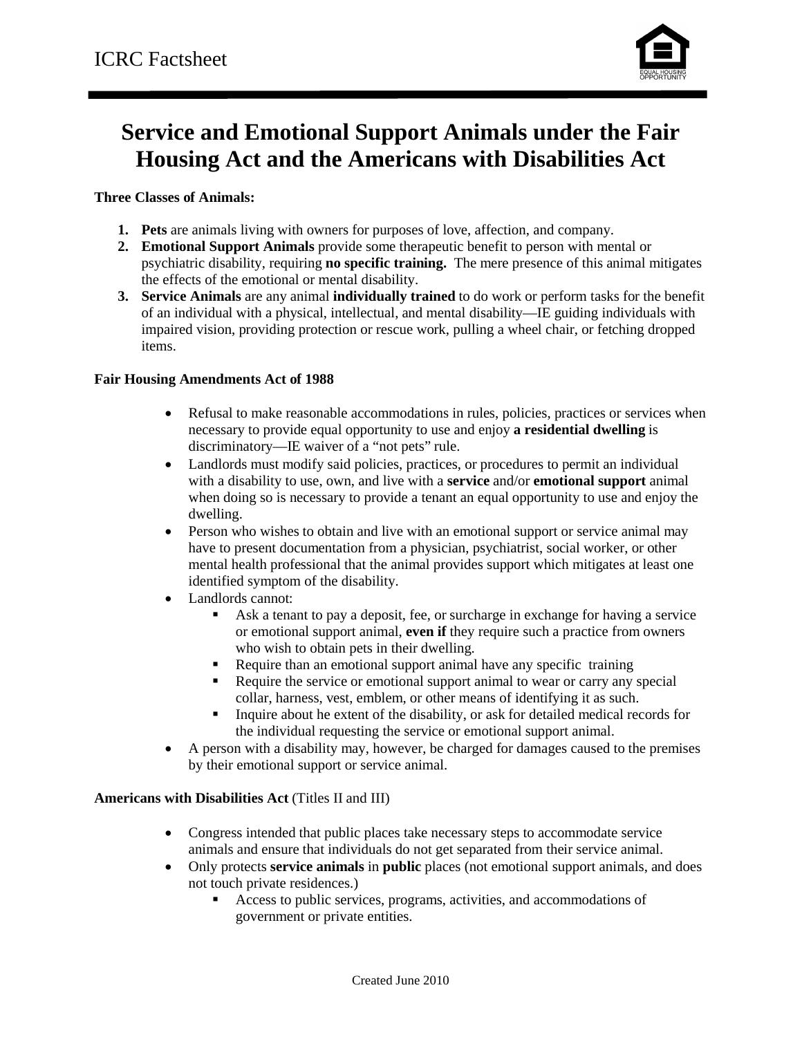ICRC Factsheet

# Service and Emotional Support Animals under the Fair Housing Act and the Americans with Disabilities Act

**Three Classes of Animals:**

1. **Pets** are animals living with owners for purposes of love, affection, and company.
2. **Emotional Support Animals** provide some therapeutic benefit to person with mental or psychiatric disability, requiring **no specific training.** The mere presence of this animal mitigates the effects of the emotional or mental disability.
3. **Service Animals** are any animal **individually trained** to do work or perform tasks for the benefit of an individual with a physical, intellectual, and mental disability—IE guiding individuals with impaired vision, providing protection or rescue work, pulling a wheel chair, or fetching dropped items.

**Fair Housing Amendments Act of 1988**

- Refusal to make reasonable accommodations in rules, policies, practices or services when necessary to provide equal opportunity to use and enjoy **a residential dwelling** is discriminatory—IE waiver of a "not pets" rule.
- Landlords must modify said policies, practices, or procedures to permit an individual with a disability to use, own, and live with a **service** and/or **emotional support** animal when doing so is necessary to provide a tenant an equal opportunity to use and enjoy the dwelling.
- Person who wishes to obtain and live with an emotional support or service animal may have to present documentation from a physician, psychiatrist, social worker, or other mental health professional that the animal provides support which mitigates at least one identified symptom of the disability.
- Landlords cannot:
  - Ask a tenant to pay a deposit, fee, or surcharge in exchange for having a service or emotional support animal, **even if** they require such a practice from owners who wish to obtain pets in their dwelling.
  - Require than an emotional support animal have any specific training
  - Require the service or emotional support animal to wear or carry any special collar, harness, vest, emblem, or other means of identifying it as such.
  - Inquire about he extent of the disability, or ask for detailed medical records for the individual requesting the service or emotional support animal.
- A person with a disability may, however, be charged for damages caused to the premises by their emotional support or service animal.

**Americans with Disabilities Act** (Titles II and III)

- Congress intended that public places take necessary steps to accommodate service animals and ensure that individuals do not get separated from their service animal.
- Only protects **service animals** in **public** places (not emotional support animals, and does not touch private residences.)
  - Access to public services, programs, activities, and accommodations of government or private entities.

Created June 2010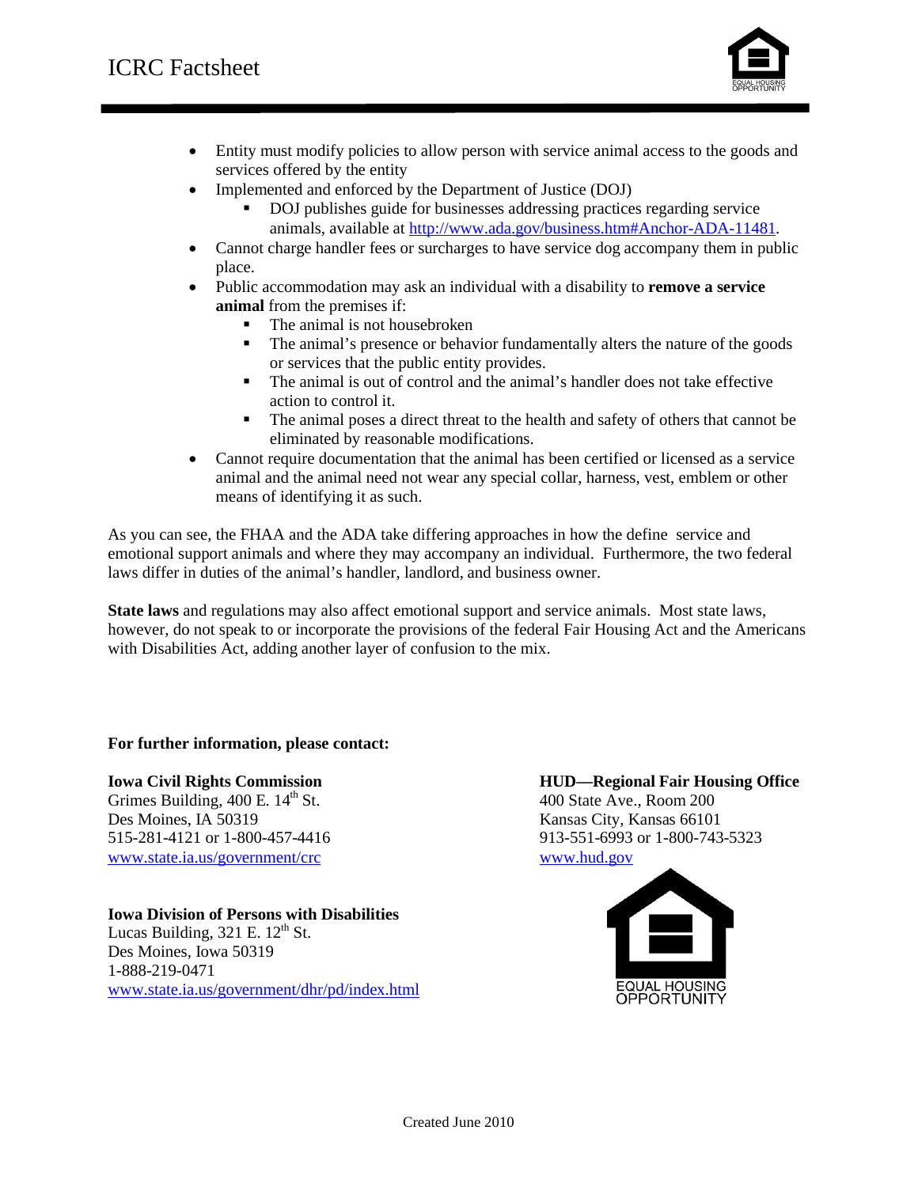- Entity must modify policies to allow person with service animal access to the goods and services offered by the entity
- Implemented and enforced by the Department of Justice (DOJ)
  - DOJ publishes guide for businesses addressing practices regarding service animals, available at [http://www.ada.gov/business.htm#Anchor-ADA-11481](http://www.ada.gov/business.htm#Anchor-ADA-11481).
- Cannot charge handler fees or surcharges to have service dog accompany them in public place.
- Public accommodation may ask an individual with a disability to **remove a service animal** from the premises if:
  - The animal is not housebroken
  - The animal's presence or behavior fundamentally alters the nature of the goods or services that the public entity provides.
  - The animal is out of control and the animal's handler does not take effective action to control it.
  - The animal poses a direct threat to the health and safety of others that cannot be eliminated by reasonable modifications.
- Cannot require documentation that the animal has been certified or licensed as a service animal and the animal need not wear any special collar, harness, vest, emblem or other means of identifying it as such.

As you can see, the FHAA and the ADA take differing approaches in how the define service and emotional support animals and where they may accompany an individual. Furthermore, the two federal laws differ in duties of the animal's handler, landlord, and business owner.

**State laws** and regulations may also affect emotional support and service animals. Most state laws, however, do not speak to or incorporate the provisions of the federal Fair Housing Act and the Americans with Disabilities Act, adding another layer of confusion to the mix.

**For further information, please contact:**

**Iowa Civil Rights Commission**
Grimes Building, 400 E. 14th St.
Des Moines, IA 50319
515-281-4121 or 1-800-457-4416
[www.state.ia.us/government/crc](www.state.ia.us/government/crc)

**Iowa Division of Persons with Disabilities**
Lucas Building, 321 E. 12th St.
Des Moines, Iowa 50319
1-888-219-0471
[www.state.ia.us/government/dhr/pd/index.html](www.state.ia.us/government/dhr/pd/index.html)

**HUD—Regional Fair Housing Office**
400 State Ave., Room 200
Kansas City, Kansas 66101
913-551-6993 or 1-800-743-5323
[www.hud.gov](www.hud.gov)

EQUAL HOUSING OPPORTUNITY

Created June 2010